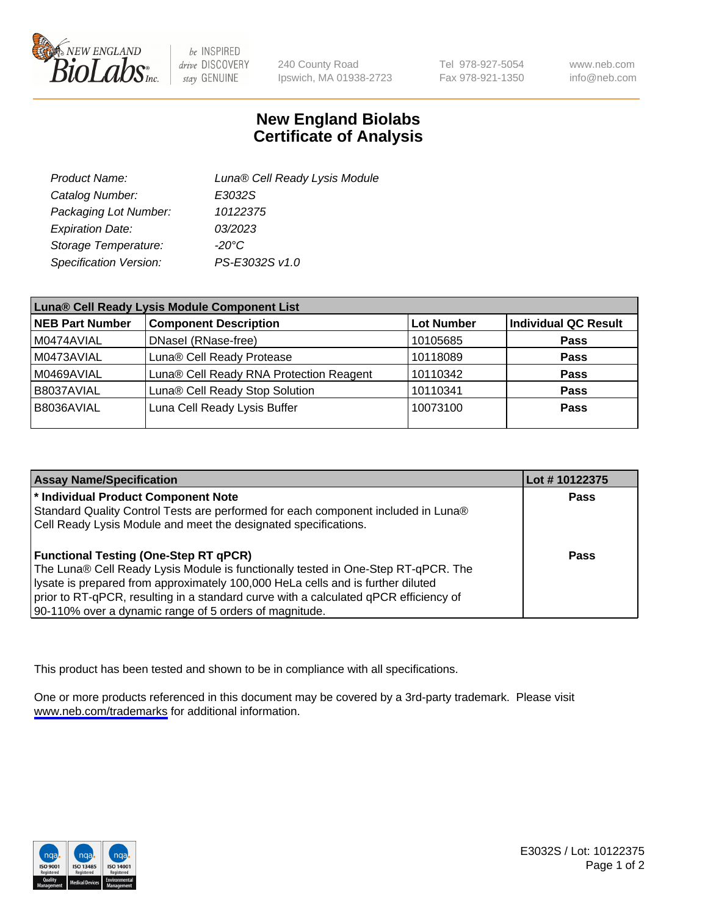240 County Road
Ipswich, MA 01938-2723

Tel 978-927-5054
Fax 978-921-1350

www.neb.com
info@neb.com

# New England Biolabs
# Certificate of Analysis

| | |
|---|---|
| *Product Name:* | *Luna® Cell Ready Lysis Module* |
| *Catalog Number:* | *E3032S* |
| *Packaging Lot Number:* | *10122375* |
| *Expiration Date:* | *03/2023* |
| *Storage Temperature:* | *-20°C* |
| *Specification Version:* | *PS-E3032S v1.0* |

| Luna® Cell Ready Lysis Module Component List | | | |
|---|---|---|---|
| **NEB Part Number** | **Component Description** | **Lot Number** | **Individual QC Result** |
| M0474AVIAL | DNaseI (RNase-free) | 10105685 | **Pass** |
| M0473AVIAL | Luna® Cell Ready Protease | 10118089 | **Pass** |
| M0469AVIAL | Luna® Cell Ready RNA Protection Reagent | 10110342 | **Pass** |
| B8037AVIAL | Luna® Cell Ready Stop Solution | 10110341 | **Pass** |
| B8036AVIAL | Luna Cell Ready Lysis Buffer | 10073100 | **Pass** |

| Assay Name/Specification | Lot # 10122375 |
|---|---|
| **\* Individual Product Component Note**<br>Standard Quality Control Tests are performed for each component included in Luna® Cell Ready Lysis Module and meet the designated specifications. | **Pass** |
| **Functional Testing (One-Step RT qPCR)**<br>The Luna® Cell Ready Lysis Module is functionally tested in One-Step RT-qPCR. The lysate is prepared from approximately 100,000 HeLa cells and is further diluted prior to RT-qPCR, resulting in a standard curve with a calculated qPCR efficiency of 90-110% over a dynamic range of 5 orders of magnitude. | **Pass** |

This product has been tested and shown to be in compliance with all specifications.

One or more products referenced in this document may be covered by a 3rd-party trademark. Please visit www.neb.com/trademarks for additional information.

E3032S / Lot: 10122375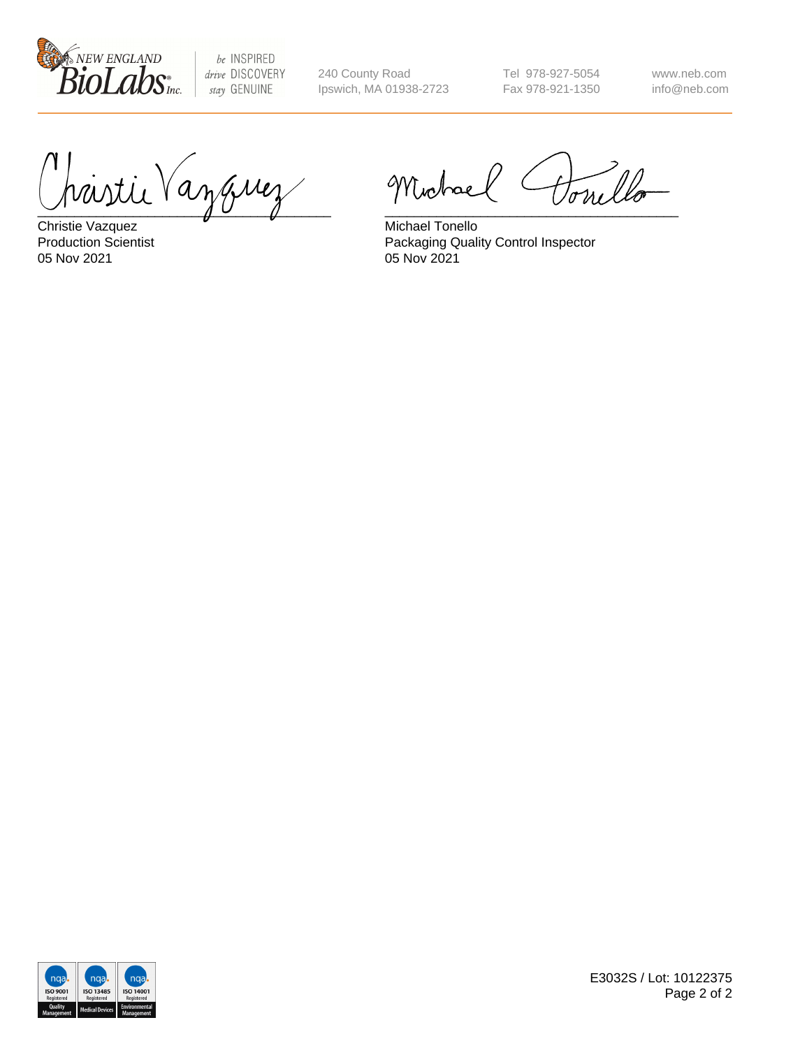NEW ENGLAND BioLabs Inc.

be INSPIRED
drive DISCOVERY
stay GENUINE

240 County Road
Ipswich, MA 01938-2723

Tel 978-927-5054
Fax 978-921-1350

www.neb.com
info@neb.com

Christie Vazquez
Production Scientist
05 Nov 2021

Michael Tonello
Packaging Quality Control Inspector
05 Nov 2021

ISO 9001 Registered Quality Management | ISO 13485 Registered Medical Devices | ISO 14001 Registered Environmental Management

E3032S / Lot: 10122375